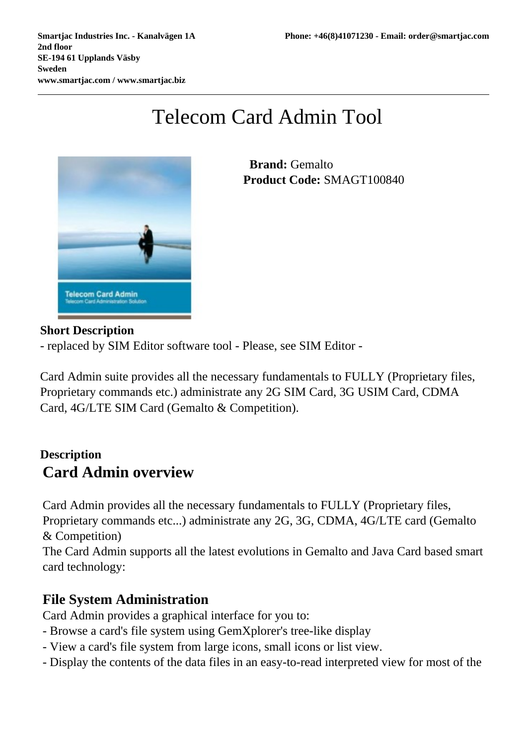Smartjac Industries Inc. - Kanalvägen 1A
2nd floor
SE-194 61 Upplands Väsby
Sweden
www.smartjac.com / www.smartjac.biz

Phone: +46(8)41071230 - Email: order@smartjac.com

# Telecom Card Admin Tool

**Brand:** Gemalto
**Product Code:** SMAGT100840

**Short Description**

- replaced by SIM Editor software tool - Please, see SIM Editor -

Card Admin suite provides all the necessary fundamentals to FULLY (Proprietary files, Proprietary commands etc.) administrate any 2G SIM Card, 3G USIM Card, CDMA Card, 4G/LTE SIM Card (Gemalto & Competition).

**Description**

## Card Admin overview

Card Admin provides all the necessary fundamentals to FULLY (Proprietary files, Proprietary commands etc...) administrate any 2G, 3G, CDMA, 4G/LTE card (Gemalto & Competition)
The Card Admin supports all the latest evolutions in Gemalto and Java Card based smart card technology:

### File System Administration

Card Admin provides a graphical interface for you to:
- Browse a card's file system using GemXplorer's tree-like display
- View a card's file system from large icons, small icons or list view.
- Display the contents of the data files in an easy-to-read interpreted view for most of the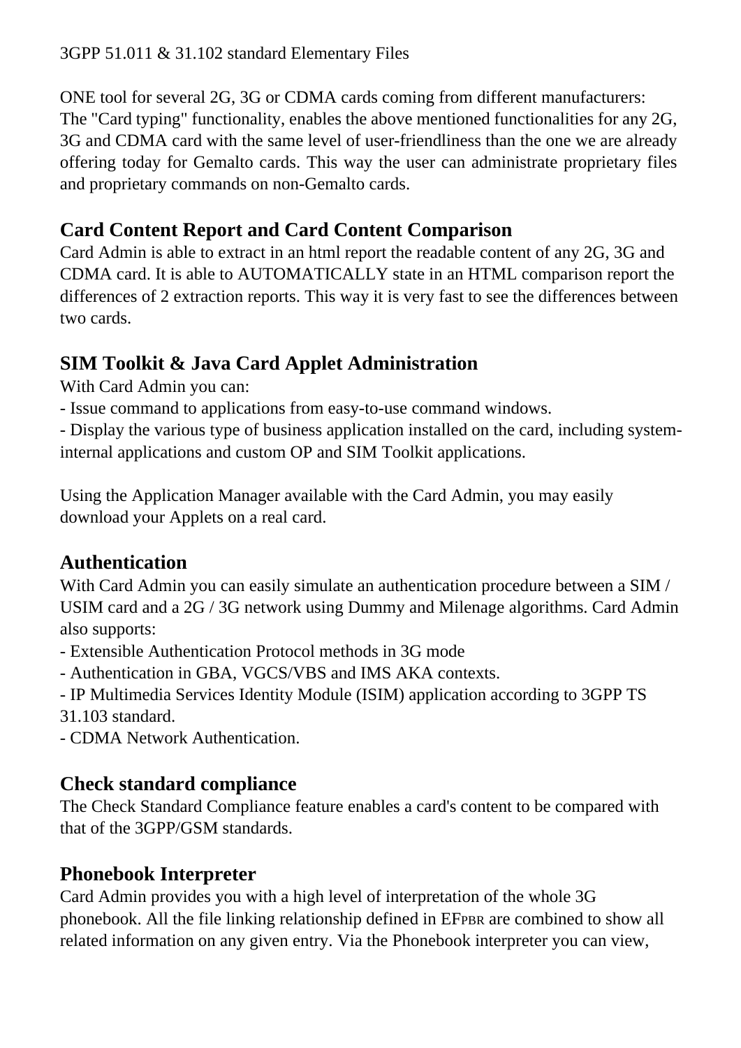3GPP 51.011 & 31.102 standard Elementary Files

ONE tool for several 2G, 3G or CDMA cards coming from different manufacturers:
The "Card typing" functionality, enables the above mentioned functionalities for any 2G, 3G and CDMA card with the same level of user-friendliness than the one we are already offering today for Gemalto cards. This way the user can administrate proprietary files and proprietary commands on non-Gemalto cards.

## Card Content Report and Card Content Comparison

Card Admin is able to extract in an html report the readable content of any 2G, 3G and CDMA card. It is able to AUTOMATICALLY state in an HTML comparison report the differences of 2 extraction reports. This way it is very fast to see the differences between two cards.

## SIM Toolkit & Java Card Applet Administration

With Card Admin you can:
- Issue command to applications from easy-to-use command windows.
- Display the various type of business application installed on the card, including system-internal applications and custom OP and SIM Toolkit applications.

Using the Application Manager available with the Card Admin, you may easily download your Applets on a real card.

## Authentication

With Card Admin you can easily simulate an authentication procedure between a SIM / USIM card and a 2G / 3G network using Dummy and Milenage algorithms. Card Admin also supports:
- Extensible Authentication Protocol methods in 3G mode
- Authentication in GBA, VGCS/VBS and IMS AKA contexts.
- IP Multimedia Services Identity Module (ISIM) application according to 3GPP TS 31.103 standard.
- CDMA Network Authentication.

## Check standard compliance

The Check Standard Compliance feature enables a card's content to be compared with that of the 3GPP/GSM standards.

## Phonebook Interpreter

Card Admin provides you with a high level of interpretation of the whole 3G phonebook. All the file linking relationship defined in $EF_{PBR}$ are combined to show all related information on any given entry. Via the Phonebook interpreter you can view,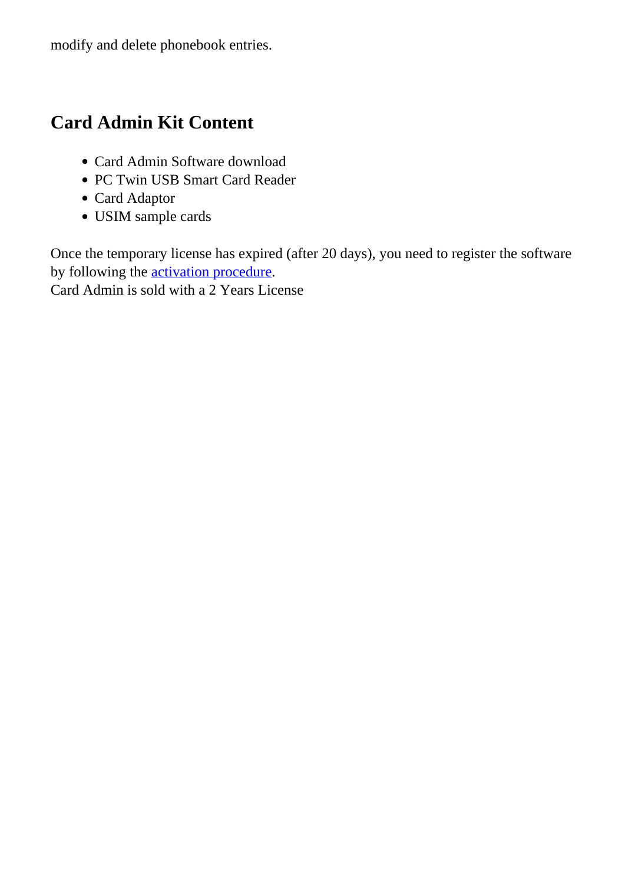modify and delete phonebook entries.

## Card Admin Kit Content

- Card Admin Software download
- PC Twin USB Smart Card Reader
- Card Adaptor
- USIM sample cards

Once the temporary license has expired (after 20 days), you need to register the software by following the activation procedure.
Card Admin is sold with a 2 Years License